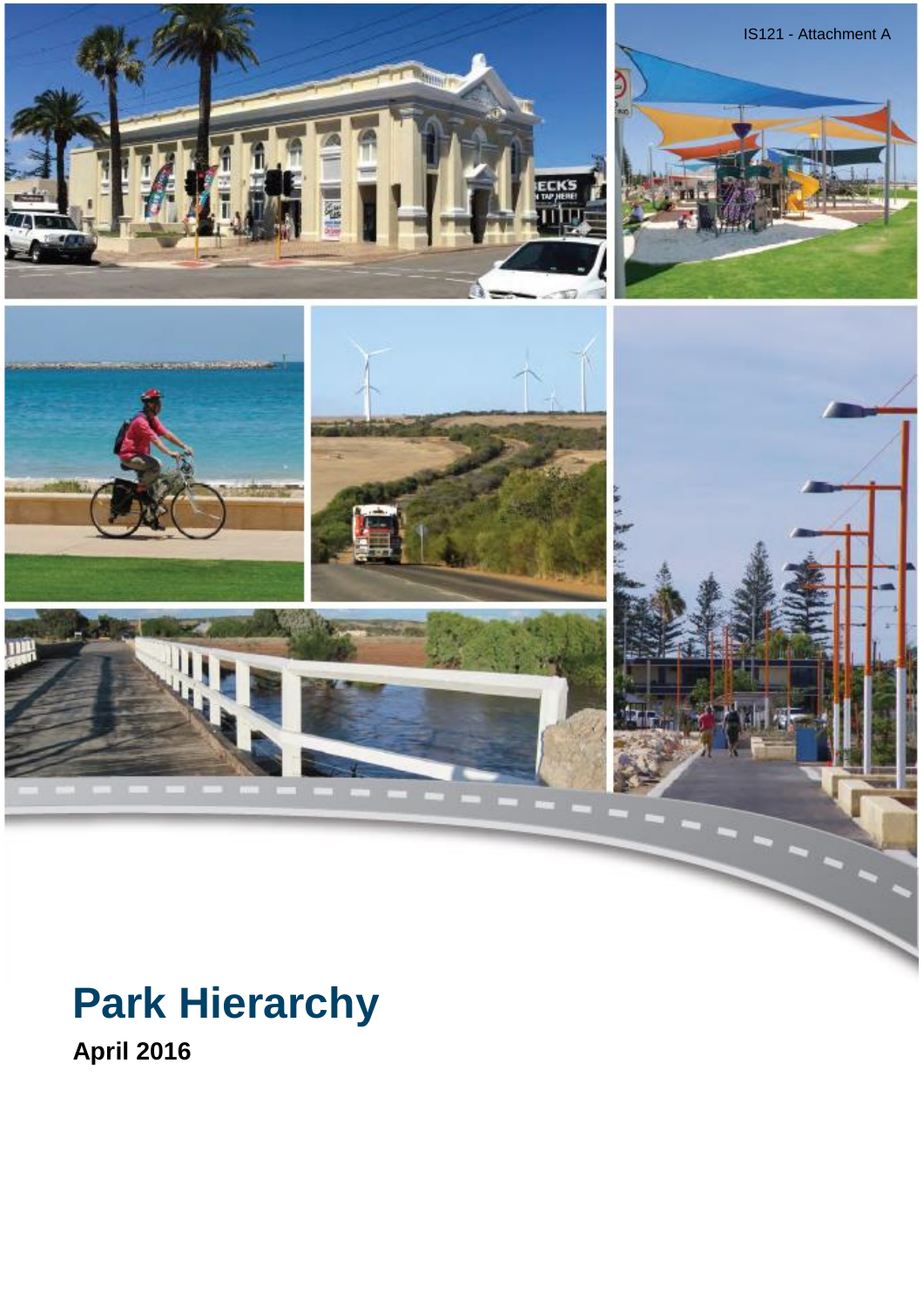IS121 - Attachment A

# Park Hierarchy

**April 2016**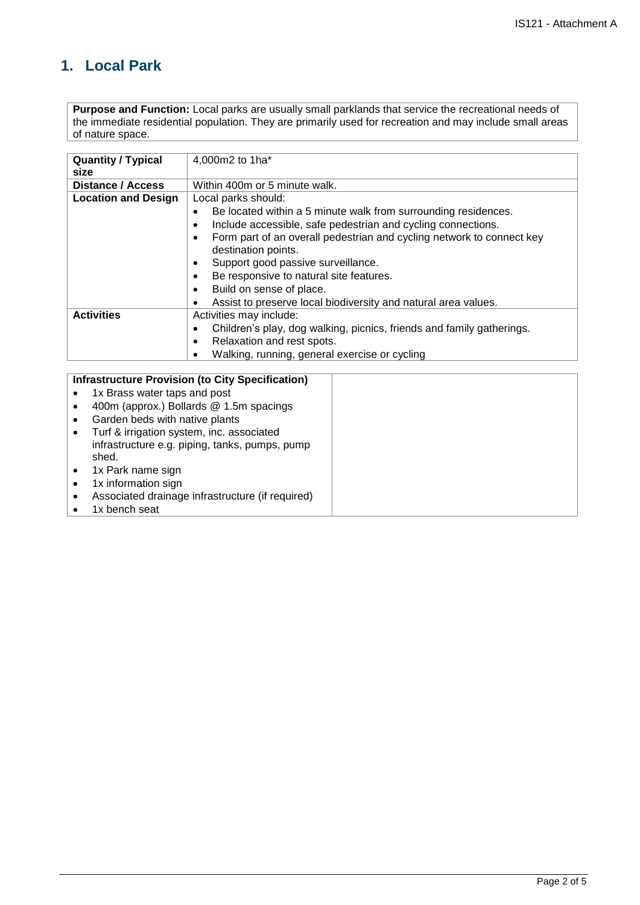## 1. Local Park

**Purpose and Function:** Local parks are usually small parklands that service the recreational needs of the immediate residential population. They are primarily used for recreation and may include small areas of nature space.

| | |
|---|---|
| **Quantity / Typical size** | 4,000m2 to 1ha* |
| **Distance / Access** | Within 400m or 5 minute walk. |
| **Location and Design** | Local parks should:<br>• Be located within a 5 minute walk from surrounding residences.<br>• Include accessible, safe pedestrian and cycling connections.<br>• Form part of an overall pedestrian and cycling network to connect key destination points.<br>• Support good passive surveillance.<br>• Be responsive to natural site features.<br>• Build on sense of place.<br>• Assist to preserve local biodiversity and natural area values. |
| **Activities** | Activities may include:<br>• Children's play, dog walking, picnics, friends and family gatherings.<br>• Relaxation and rest spots.<br>• Walking, running, general exercise or cycling |

**Infrastructure Provision (to City Specification)**

- 1x Brass water taps and post
- 400m (approx.) Bollards @ 1.5m spacings
- Garden beds with native plants
- Turf & irrigation system, inc. associated infrastructure e.g. piping, tanks, pumps, pump shed.
- 1x Park name sign
- 1x information sign
- Associated drainage infrastructure (if required)
- 1x bench seat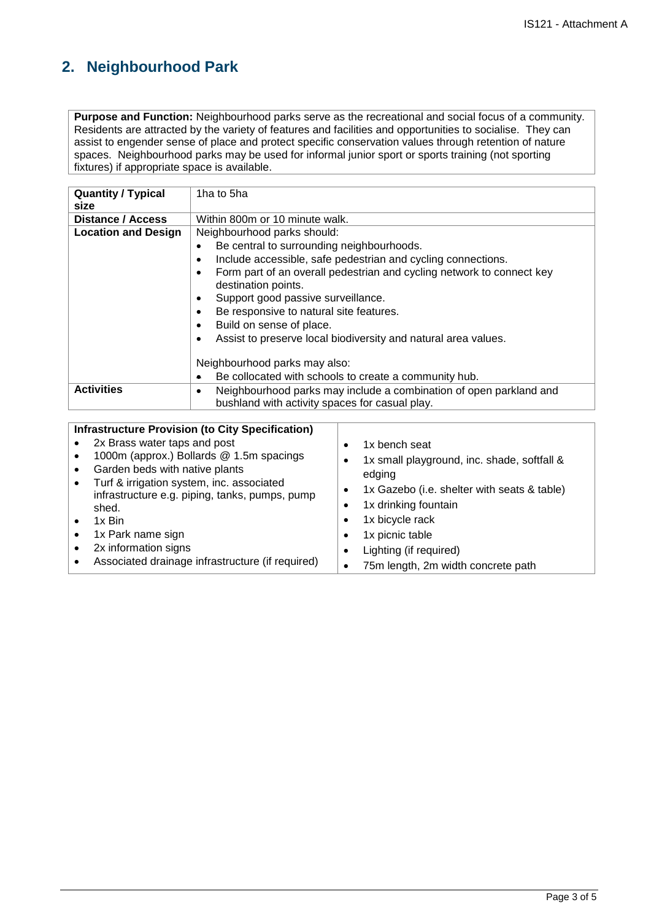## 2. Neighbourhood Park

**Purpose and Function:** Neighbourhood parks serve as the recreational and social focus of a community. Residents are attracted by the variety of features and facilities and opportunities to socialise. They can assist to engender sense of place and protect specific conservation values through retention of nature spaces. Neighbourhood parks may be used for informal junior sport or sports training (not sporting fixtures) if appropriate space is available.

| | |
|---|---|
| **Quantity / Typical size** | 1ha to 5ha |
| **Distance / Access** | Within 800m or 10 minute walk. |
| **Location and Design** | Neighbourhood parks should:<br>• Be central to surrounding neighbourhoods.<br>• Include accessible, safe pedestrian and cycling connections.<br>• Form part of an overall pedestrian and cycling network to connect key destination points.<br>• Support good passive surveillance.<br>• Be responsive to natural site features.<br>• Build on sense of place.<br>• Assist to preserve local biodiversity and natural area values.<br><br>Neighbourhood parks may also:<br>• Be collocated with schools to create a community hub. |
| **Activities** | • Neighbourhood parks may include a combination of open parkland and bushland with activity spaces for casual play. |

**Infrastructure Provision (to City Specification)**

- 2x Brass water taps and post
- 1000m (approx.) Bollards @ 1.5m spacings
- Garden beds with native plants
- Turf & irrigation system, inc. associated infrastructure e.g. piping, tanks, pumps, pump shed.
- 1x Bin
- 1x Park name sign
- 2x information signs
- Associated drainage infrastructure (if required)
- 1x bench seat
- 1x small playground, inc. shade, softfall & edging
- 1x Gazebo (i.e. shelter with seats & table)
- 1x drinking fountain
- 1x bicycle rack
- 1x picnic table
- Lighting (if required)
- 75m length, 2m width concrete path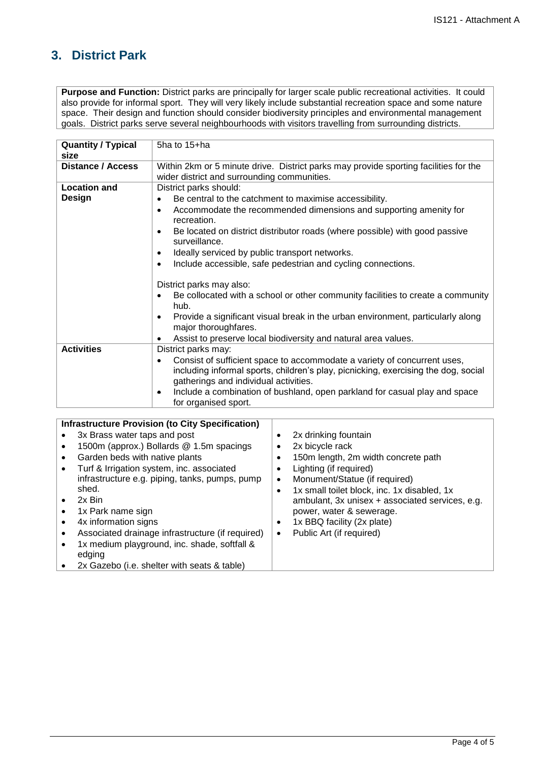## 3. District Park

**Purpose and Function:** District parks are principally for larger scale public recreational activities. It could also provide for informal sport. They will very likely include substantial recreation space and some nature space. Their design and function should consider biodiversity principles and environmental management goals. District parks serve several neighbourhoods with visitors travelling from surrounding districts.

| | |
|---|---|
| **Quantity / Typical size** | 5ha to 15+ha |
| **Distance / Access** | Within 2km or 5 minute drive. District parks may provide sporting facilities for the wider district and surrounding communities. |
| **Location and Design** | District parks should:<br>• Be central to the catchment to maximise accessibility.<br>• Accommodate the recommended dimensions and supporting amenity for recreation.<br>• Be located on district distributor roads (where possible) with good passive surveillance.<br>• Ideally serviced by public transport networks.<br>• Include accessible, safe pedestrian and cycling connections.<br><br>District parks may also:<br>• Be collocated with a school or other community facilities to create a community hub.<br>• Provide a significant visual break in the urban environment, particularly along major thoroughfares.<br>• Assist to preserve local biodiversity and natural area values. |
| **Activities** | District parks may:<br>• Consist of sufficient space to accommodate a variety of concurrent uses, including informal sports, children's play, picnicking, exercising the dog, social gatherings and individual activities.<br>• Include a combination of bushland, open parkland for casual play and space for organised sport. |

**Infrastructure Provision (to City Specification)**

- 3x Brass water taps and post
- 1500m (approx.) Bollards @ 1.5m spacings
- Garden beds with native plants
- Turf & Irrigation system, inc. associated infrastructure e.g. piping, tanks, pumps, pump shed.
- 2x Bin
- 1x Park name sign
- 4x information signs
- Associated drainage infrastructure (if required)
- 1x medium playground, inc. shade, softfall & edging
- 2x Gazebo (i.e. shelter with seats & table)
- 2x drinking fountain
- 2x bicycle rack
- 150m length, 2m width concrete path
- Lighting (if required)
- Monument/Statue (if required)
- 1x small toilet block, inc. 1x disabled, 1x ambulant, 3x unisex + associated services, e.g. power, water & sewerage.
- 1x BBQ facility (2x plate)
- Public Art (if required)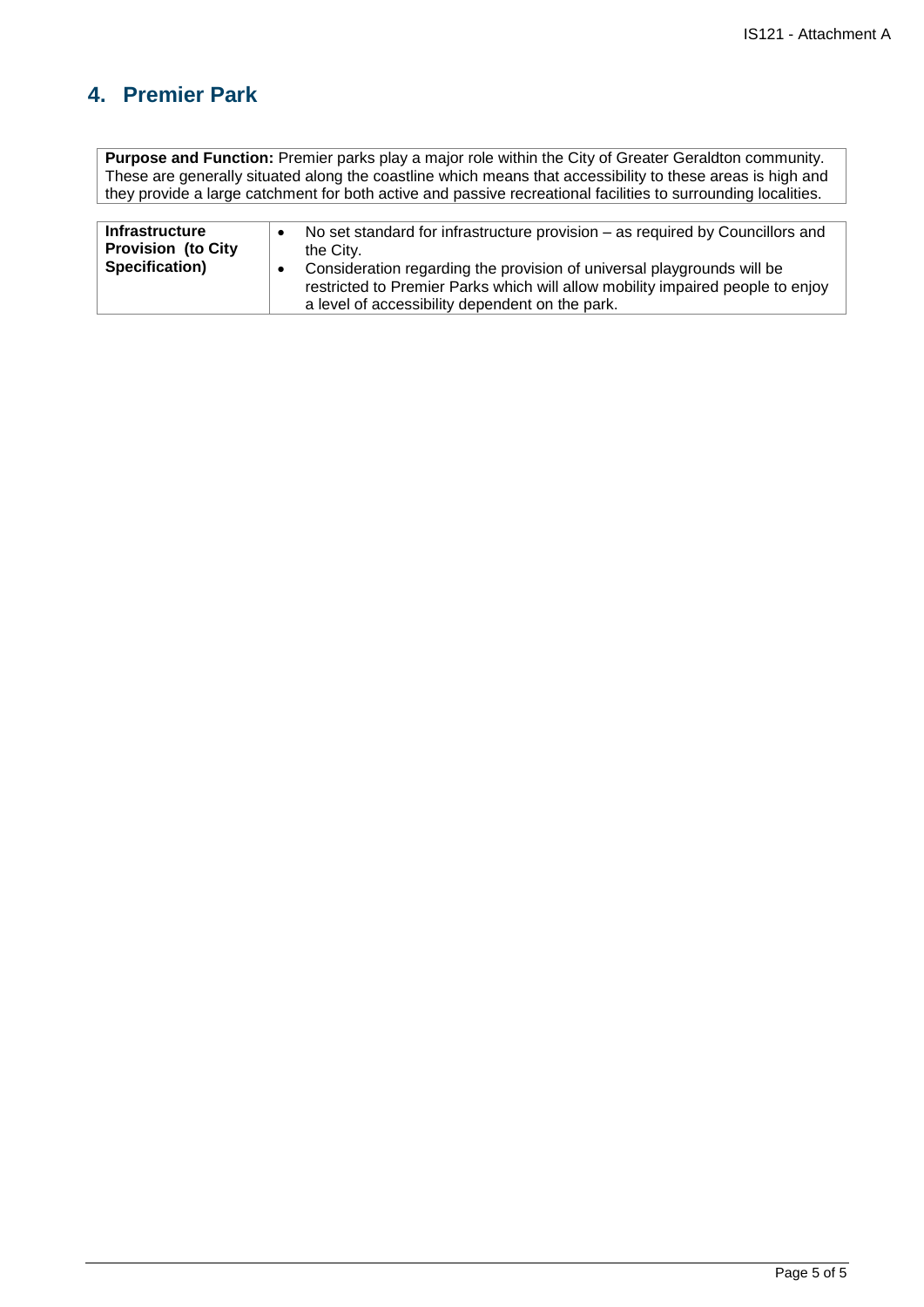## 4. Premier Park

**Purpose and Function:** Premier parks play a major role within the City of Greater Geraldton community. These are generally situated along the coastline which means that accessibility to these areas is high and they provide a large catchment for both active and passive recreational facilities to surrounding localities.

| | |
|---|---|
| **Infrastructure Provision (to City Specification)** | • No set standard for infrastructure provision – as required by Councillors and the City.<br>• Consideration regarding the provision of universal playgrounds will be restricted to Premier Parks which will allow mobility impaired people to enjoy a level of accessibility dependent on the park. |